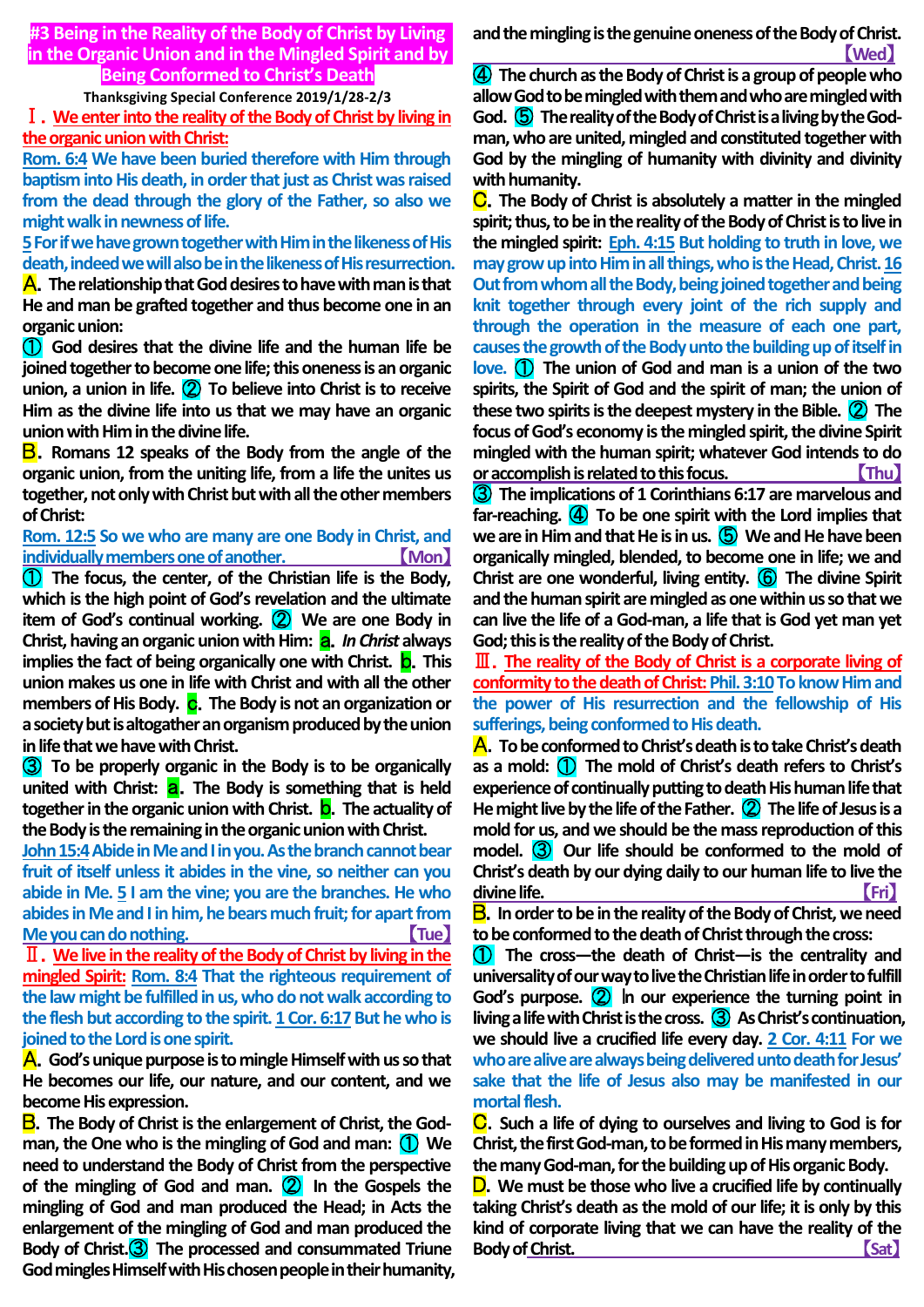# #3 Being in the Reality of the Body of Christ by Living in the Organic Union and in the Mingled Spirit and by Being Conformed to Christ's Death

**Thanksgiving Special Conference 2019/1/28-2/3**

## Ⅰ. We enter into the reality of the Body of Christ by living in the organic union with Christ:

Rom. 6:4 We have been buried therefore with Him through baptism into His death, in order that just as Christ was raised from the dead through the glory of the Father, so also we might walk in newness of life.

5 For if we have grown together with Him in the likeness of His death, indeed we will also be in the likeness of His resurrection.

**A.** The relationship that God desires to have with man is that He and man be grafted together and thus become one in an organic union:

① God desires that the divine life and the human life be joined together to become one life; this oneness is an organic union, a union in life. ② To believe into Christ is to receive Him as the divine life into us that we may have an organic union with Him in the divine life.

**B.** Romans 12 speaks of the Body from the angle of the organic union, from the uniting life, from a life the unites us together, not only with Christ but with all the other members of Christ:

Rom. 12:5 So we who are many are one Body in Christ, and individually members one of another. 【Mon】

① The focus, the center, of the Christian life is the Body, which is the high point of God's revelation and the ultimate item of God's continual working. ② We are one Body in Christ, having an organic union with Him: a. *In Christ* always implies the fact of being organically one with Christ. b. This union makes us one in life with Christ and with all the other members of His Body. c. The Body is not an organization or a society but is altogether an organism produced by the union in life that we have with Christ.

③ To be properly organic in the Body is to be organically united with Christ: a. The Body is something that is held together in the organic union with Christ. b. The actuality of the Body is the remaining in the organic union with Christ.

John 15:4 Abide in Me and I in you. As the branch cannot bear fruit of itself unless it abides in the vine, so neither can you abide in Me. 5 I am the vine; you are the branches. He who abides in Me and I in him, he bears much fruit; for apart from Me you can do nothing. 【Tue】

## Ⅱ. We live in the reality of the Body of Christ by living in the mingled Spirit:

Rom. 8:4 That the righteous requirement of the law might be fulfilled in us, who do not walk according to the flesh but according to the spirit. 1 Cor. 6:17 But he who is joined to the Lord is one spirit.

**A.** God's unique purpose is to mingle Himself with us so that He becomes our life, our nature, and our content, and we become His expression.

**B.** The Body of Christ is the enlargement of Christ, the God-man, the One who is the mingling of God and man: ① We need to understand the Body of Christ from the perspective of the mingling of God and man. ② In the Gospels the mingling of God and man produced the Head; in Acts the enlargement of the mingling of God and man produced the Body of Christ.③ The processed and consummated Triune God mingles Himself with His chosen people in their humanity, and the mingling is the genuine oneness of the Body of Christ. 【Wed】

④ The church as the Body of Christ is a group of people who allow God to be mingled with them and who are mingled with God. ⑤ The reality of the Body of Christ is a living by the God-man, who are united, mingled and constituted together with God by the mingling of humanity with divinity and divinity with humanity.

**C.** The Body of Christ is absolutely a matter in the mingled spirit; thus, to be in the reality of the Body of Christ is to live in the mingled spirit: Eph. 4:15 But holding to truth in love, we may grow up into Him in all things, who is the Head, Christ. 16 Out from whom all the Body, being joined together and being knit together through every joint of the rich supply and through the operation in the measure of each one part, causes the growth of the Body unto the building up of itself in love. ① The union of God and man is a union of the two spirits, the Spirit of God and the spirit of man; the union of these two spirits is the deepest mystery in the Bible. ② The focus of God's economy is the mingled spirit, the divine Spirit mingled with the human spirit; whatever God intends to do or accomplish is related to this focus. 【Thu】

③ The implications of 1 Corinthians 6:17 are marvelous and far-reaching. ④ To be one spirit with the Lord implies that we are in Him and that He is in us. ⑤ We and He have been organically mingled, blended, to become one in life; we and Christ are one wonderful, living entity. ⑥ The divine Spirit and the human spirit are mingled as one within us so that we can live the life of a God-man, a life that is God yet man yet God; this is the reality of the Body of Christ.

## Ⅲ. The reality of the Body of Christ is a corporate living of conformity to the death of Christ:

Phil. 3:10 To know Him and the power of His resurrection and the fellowship of His sufferings, being conformed to His death.

**A.** To be conformed to Christ's death is to take Christ's death as a mold: ① The mold of Christ's death refers to Christ's experience of continually putting to death His human life that He might live by the life of the Father. ② The life of Jesus is a mold for us, and we should be the mass reproduction of this model. ③ Our life should be conformed to the mold of Christ's death by our dying daily to our human life to live the divine life. 【Fri】

**B.** In order to be in the reality of the Body of Christ, we need to be conformed to the death of Christ through the cross:

① The cross—the death of Christ—is the centrality and universality of our way to live the Christian life in order to fulfill God's purpose. ② In our experience the turning point in living a life with Christ is the cross. ③ As Christ's continuation, we should live a crucified life every day. 2 Cor. 4:11 For we who are alive are always being delivered unto death for Jesus' sake that the life of Jesus also may be manifested in our mortal flesh.

**C.** Such a life of dying to ourselves and living to God is for Christ, the first God-man, to be formed in His many members, the many God-man, for the building up of His organic Body.

**D.** We must be those who live a crucified life by continually taking Christ's death as the mold of our life; it is only by this kind of corporate living that we can have the reality of the Body of Christ. 【Sat】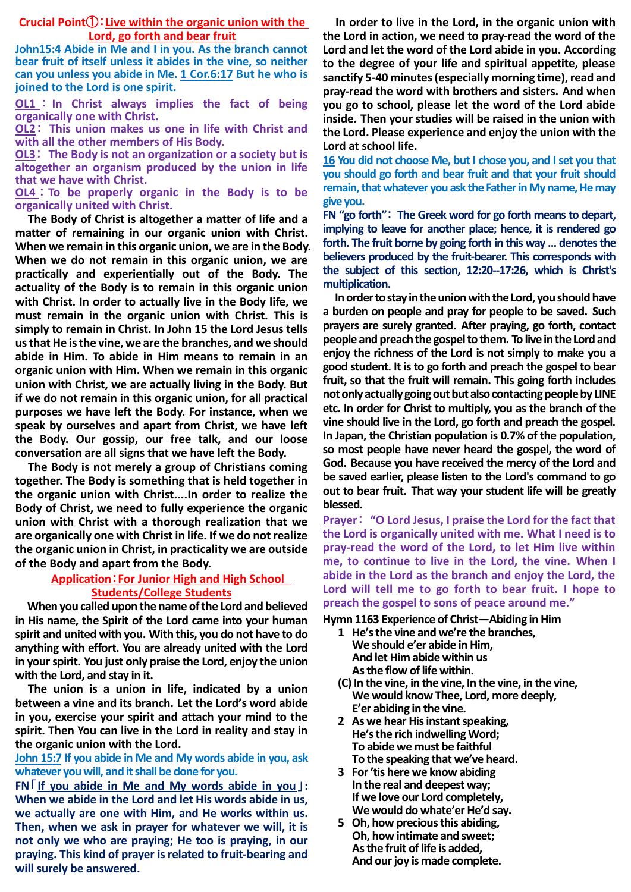## Crucial Point①：Live within the organic union with the Lord, go forth and bear fruit

**John15:4 Abide in Me and I in you. As the branch cannot bear fruit of itself unless it abides in the vine, so neither can you unless you abide in Me. 1 Cor.6:17 But he who is joined to the Lord is one spirit.**

**OL1：In Christ always implies the fact of being organically one with Christ.**
**OL2：This union makes us one in life with Christ and with all the other members of His Body.**
**OL3：The Body is not an organization or a society but is altogether an organism produced by the union in life that we have with Christ.**
**OL4：To be properly organic in the Body is to be organically united with Christ.**

The Body of Christ is altogether a matter of life and a matter of remaining in our organic union with Christ. When we remain in this organic union, we are in the Body. When we do not remain in this organic union, we are practically and experientially out of the Body. The actuality of the Body is to remain in this organic union with Christ. In order to actually live in the Body life, we must remain in the organic union with Christ. This is simply to remain in Christ. In John 15 the Lord Jesus tells us that He is the vine, we are the branches, and we should abide in Him. To abide in Him means to remain in an organic union with Him. When we remain in this organic union with Christ, we are actually living in the Body. But if we do not remain in this organic union, for all practical purposes we have left the Body. For instance, when we speak by ourselves and apart from Christ, we have left the Body. Our gossip, our free talk, and our loose conversation are all signs that we have left the Body.

The Body is not merely a group of Christians coming together. The Body is something that is held together in the organic union with Christ....In order to realize the Body of Christ, we need to fully experience the organic union with Christ with a thorough realization that we are organically one with Christ in life. If we do not realize the organic union in Christ, in practicality we are outside of the Body and apart from the Body.

### Application：For Junior High and High School Students/College Students

When you called upon the name of the Lord and believed in His name, the Spirit of the Lord came into your human spirit and united with you. With this, you do not have to do anything with effort. You are already united with the Lord in your spirit. You just only praise the Lord, enjoy the union with the Lord, and stay in it.

The union is a union in life, indicated by a union between a vine and its branch. Let the Lord's word abide in you, exercise your spirit and attach your mind to the spirit. Then You can live in the Lord in reality and stay in the organic union with the Lord.

**John 15:7 If you abide in Me and My words abide in you, ask whatever you will, and it shall be done for you.**

**FN「If you abide in Me and My words abide in you」: When we abide in the Lord and let His words abide in us, we actually are one with Him, and He works within us. Then, when we ask in prayer for whatever we will, it is not only we who are praying; He too is praying, in our praying. This kind of prayer is related to fruit-bearing and will surely be answered.**

In order to live in the Lord, in the organic union with the Lord in action, we need to pray-read the word of the Lord and let the word of the Lord abide in you. According to the degree of your life and spiritual appetite, please sanctify 5-40 minutes (especially morning time), read and pray-read the word with brothers and sisters. And when you go to school, please let the word of the Lord abide inside. Then your studies will be raised in the union with the Lord. Please experience and enjoy the union with the Lord at school life.

**16 You did not choose Me, but I chose you, and I set you that you should go forth and bear fruit and that your fruit should remain, that whatever you ask the Father in My name, He may give you.**

**FN "go forth": The Greek word for go forth means to depart, implying to leave for another place; hence, it is rendered go forth. The fruit borne by going forth in this way ... denotes the believers produced by the fruit-bearer. This corresponds with the subject of this section, 12:20--17:26, which is Christ's multiplication.**

In order to stay in the union with the Lord, you should have a burden on people and pray for people to be saved. Such prayers are surely granted. After praying, go forth, contact people and preach the gospel to them. To live in the Lord and enjoy the richness of the Lord is not simply to make you a good student. It is to go forth and preach the gospel to bear fruit, so that the fruit will remain. This going forth includes not only actually going out but also contacting people by LINE etc. In order for Christ to multiply, you as the branch of the vine should live in the Lord, go forth and preach the gospel. In Japan, the Christian population is 0.7% of the population, so most people have never heard the gospel, the word of God. Because you have received the mercy of the Lord and be saved earlier, please listen to the Lord's command to go out to bear fruit. That way your student life will be greatly blessed.

**Prayer: "O Lord Jesus, I praise the Lord for the fact that the Lord is organically united with me. What I need is to pray-read the word of the Lord, to let Him live within me, to continue to live in the Lord, the vine. When I abide in the Lord as the branch and enjoy the Lord, the Lord will tell me to go forth to bear fruit. I hope to preach the gospel to sons of peace around me."**

**Hymn 1163 Experience of Christ—Abiding in Him**

1 He's the vine and we're the branches,
We should e'er abide in Him,
And let Him abide within us
As the flow of life within.

(C) In the vine, in the vine, In the vine, in the vine,
We would know Thee, Lord, more deeply,
E'er abiding in the vine.

2 As we hear His instant speaking,
He's the rich indwelling Word;
To abide we must be faithful
To the speaking that we've heard.

3 For 'tis here we know abiding
In the real and deepest way;
If we love our Lord completely,
We would do whate'er He'd say.

5 Oh, how precious this abiding,
Oh, how intimate and sweet;
As the fruit of life is added,
And our joy is made complete.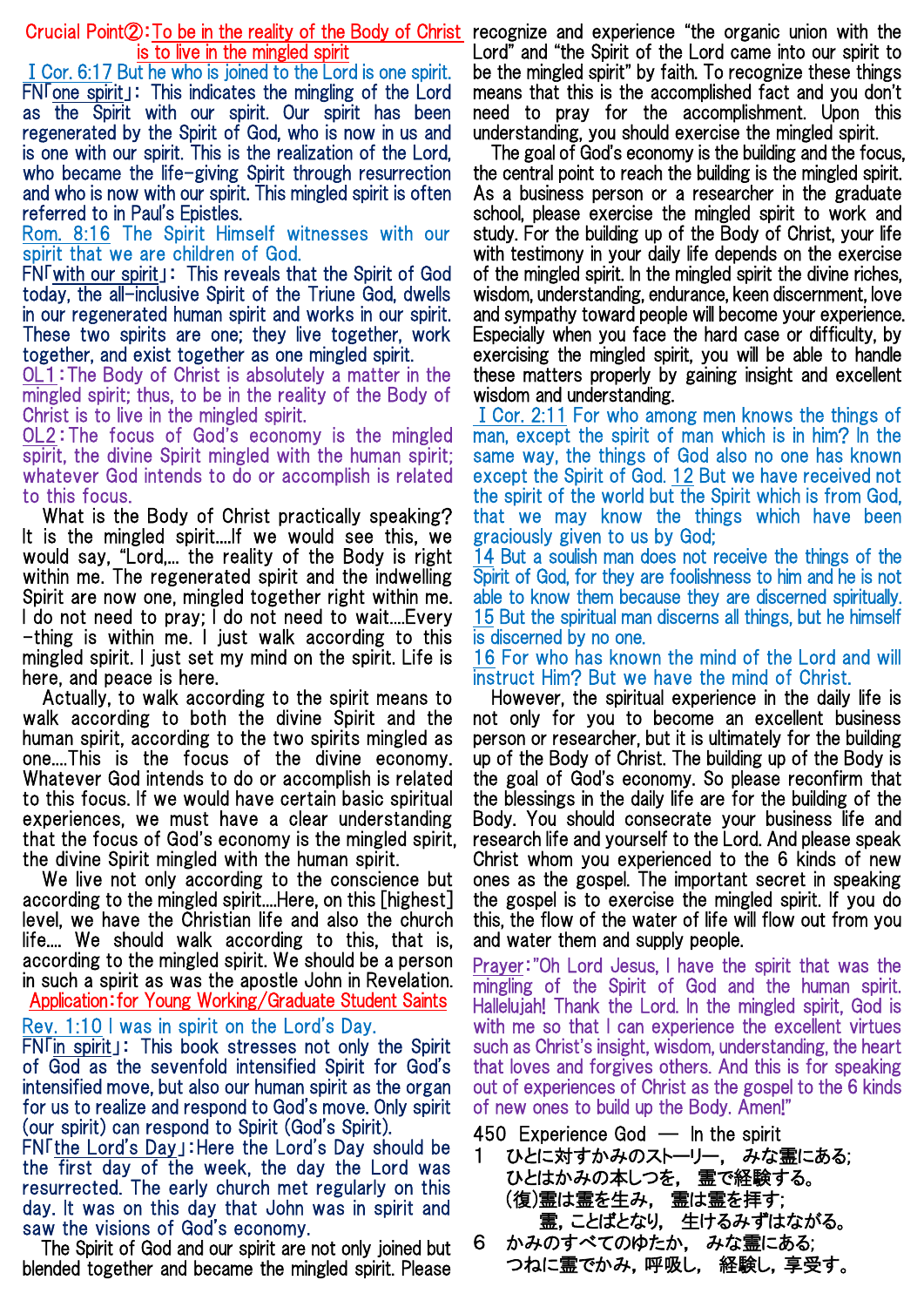## Crucial Point②: To be in the reality of the Body of Christ is to live in the mingled spirit

I Cor. 6:17 But he who is joined to the Lord is one spirit.

FN「one spirit」: This indicates the mingling of the Lord as the Spirit with our spirit. Our spirit has been regenerated by the Spirit of God, who is now in us and is one with our spirit. This is the realization of the Lord, who became the life-giving Spirit through resurrection and who is now with our spirit. This mingled spirit is often referred to in Paul's Epistles.

Rom. 8:16 The Spirit Himself witnesses with our spirit that we are children of God.

FN「with our spirit」: This reveals that the Spirit of God today, the all-inclusive Spirit of the Triune God, dwells in our regenerated human spirit and works in our spirit. These two spirits are one; they live together, work together, and exist together as one mingled spirit.

OL1: The Body of Christ is absolutely a matter in the mingled spirit; thus, to be in the reality of the Body of Christ is to live in the mingled spirit.

OL2: The focus of God's economy is the mingled spirit, the divine Spirit mingled with the human spirit; whatever God intends to do or accomplish is related to this focus.

What is the Body of Christ practically speaking? It is the mingled spirit....If we would see this, we would say, "Lord,... the reality of the Body is right within me. The regenerated spirit and the indwelling Spirit are now one, mingled together right within me. I do not need to pray; I do not need to wait....Every -thing is within me. I just walk according to this mingled spirit. I just set my mind on the spirit. Life is here, and peace is here.

Actually, to walk according to the spirit means to walk according to both the divine Spirit and the human spirit, according to the two spirits mingled as one....This is the focus of the divine economy. Whatever God intends to do or accomplish is related to this focus. If we would have certain basic spiritual experiences, we must have a clear understanding that the focus of God's economy is the mingled spirit, the divine Spirit mingled with the human spirit.

We live not only according to the conscience but according to the mingled spirit....Here, on this [highest] level, we have the Christian life and also the church life.... We should walk according to this, that is, according to the mingled spirit. We should be a person in such a spirit as was the apostle John in Revelation.

### Application: for Young Working/Graduate Student Saints

Rev. 1:10 I was in spirit on the Lord's Day.

FN「in spirit」: This book stresses not only the Spirit of God as the sevenfold intensified Spirit for God's intensified move, but also our human spirit as the organ for us to realize and respond to God's move. Only spirit (our spirit) can respond to Spirit (God's Spirit).

FN「the Lord's Day」: Here the Lord's Day should be the first day of the week, the day the Lord was resurrected. The early church met regularly on this day. It was on this day that John was in spirit and saw the visions of God's economy.

The Spirit of God and our spirit are not only joined but blended together and became the mingled spirit. Please recognize and experience "the organic union with the Lord" and "the Spirit of the Lord came into our spirit to be the mingled spirit" by faith. To recognize these things means that this is the accomplished fact and you don't need to pray for the accomplishment. Upon this understanding, you should exercise the mingled spirit.

The goal of God's economy is the building and the focus, the central point to reach the building is the mingled spirit. As a business person or a researcher in the graduate school, please exercise the mingled spirit to work and study. For the building up of the Body of Christ, your life with testimony in your daily life depends on the exercise of the mingled spirit. In the mingled spirit the divine riches, wisdom, understanding, endurance, keen discernment, love and sympathy toward people will become your experience. Especially when you face the hard case or difficulty, by exercising the mingled spirit, you will be able to handle these matters properly by gaining insight and excellent wisdom and understanding.

I Cor. 2:11 For who among men knows the things of man, except the spirit of man which is in him? In the same way, the things of God also no one has known except the Spirit of God. 12 But we have received not the spirit of the world but the Spirit which is from God, that we may know the things which have been graciously given to us by God;
14 But a soulish man does not receive the things of the Spirit of God, for they are foolishness to him and he is not able to know them because they are discerned spiritually.
15 But the spiritual man discerns all things, but he himself is discerned by no one.
16 For who has known the mind of the Lord and will instruct Him? But we have the mind of Christ.

However, the spiritual experience in the daily life is not only for you to become an excellent business person or researcher, but it is ultimately for the building up of the Body of Christ. The building up of the Body is the goal of God's economy. So please reconfirm that the blessings in the daily life are for the building of the Body. You should consecrate your business life and research life and yourself to the Lord. And please speak Christ whom you experienced to the 6 kinds of new ones as the gospel. The important secret in speaking the gospel is to exercise the mingled spirit. If you do this, the flow of the water of life will flow out from you and water them and supply people.

Prayer: "Oh Lord Jesus, I have the spirit that was the mingling of the Spirit of God and the human spirit. Hallelujah! Thank the Lord. In the mingled spirit, God is with me so that I can experience the excellent virtues such as Christ's insight, wisdom, understanding, the heart that loves and forgives others. And this is for speaking out of experiences of Christ as the gospel to the 6 kinds of new ones to build up the Body. Amen!"

450 Experience God — In the spirit

1 ひとに対すかみのストーリー、 みな霊にある；
ひとはかみの本しつを、 霊で経験する。
(復)霊は霊を生み、 霊は霊を拝す；
霊，ことばとなり， 生けるみずはながる。

6 かみのすべてのゆたか、 みな霊にある；
つねに霊でかみ，呼吸し， 経験し，享受す。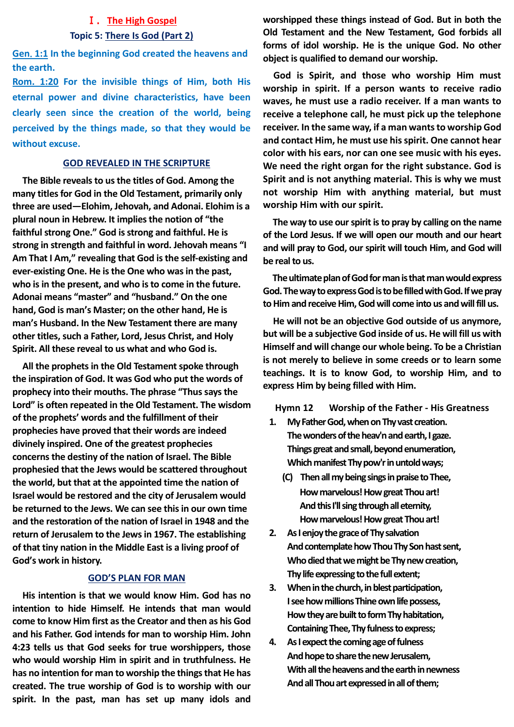# Ⅰ. The High Gospel

## Topic 5: There Is God (Part 2)

**Gen. 1:1 In the beginning God created the heavens and the earth.**

**Rom. 1:20 For the invisible things of Him, both His eternal power and divine characteristics, have been clearly seen since the creation of the world, being perceived by the things made, so that they would be without excuse.**

### GOD REVEALED IN THE SCRIPTURE

The Bible reveals to us the titles of God. Among the many titles for God in the Old Testament, primarily only three are used—Elohim, Jehovah, and Adonai. Elohim is a plural noun in Hebrew. It implies the notion of "the faithful strong One." God is strong and faithful. He is strong in strength and faithful in word. Jehovah means "I Am That I Am," revealing that God is the self-existing and ever-existing One. He is the One who was in the past, who is in the present, and who is to come in the future. Adonai means "master" and "husband." On the one hand, God is man's Master; on the other hand, He is man's Husband. In the New Testament there are many other titles, such a Father, Lord, Jesus Christ, and Holy Spirit. All these reveal to us what and who God is.

All the prophets in the Old Testament spoke through the inspiration of God. It was God who put the words of prophecy into their mouths. The phrase "Thus says the Lord" is often repeated in the Old Testament. The wisdom of the prophets' words and the fulfillment of their prophecies have proved that their words are indeed divinely inspired. One of the greatest prophecies concerns the destiny of the nation of Israel. The Bible prophesied that the Jews would be scattered throughout the world, but that at the appointed time the nation of Israel would be restored and the city of Jerusalem would be returned to the Jews. We can see this in our own time and the restoration of the nation of Israel in 1948 and the return of Jerusalem to the Jews in 1967. The establishing of that tiny nation in the Middle East is a living proof of God's work in history.

### GOD'S PLAN FOR MAN

His intention is that we would know Him. God has no intention to hide Himself. He intends that man would come to know Him first as the Creator and then as his God and his Father. God intends for man to worship Him. John 4:23 tells us that God seeks for true worshippers, those who would worship Him in spirit and in truthfulness. He has no intention for man to worship the things that He has created. The true worship of God is to worship with our spirit. In the past, man has set up many idols and worshipped these things instead of God. But in both the Old Testament and the New Testament, God forbids all forms of idol worship. He is the unique God. No other object is qualified to demand our worship.

God is Spirit, and those who worship Him must worship in spirit. If a person wants to receive radio waves, he must use a radio receiver. If a man wants to receive a telephone call, he must pick up the telephone receiver. In the same way, if a man wants to worship God and contact Him, he must use his spirit. One cannot hear color with his ears, nor can one see music with his eyes. We need the right organ for the right substance. God is Spirit and is not anything material. This is why we must not worship Him with anything material, but must worship Him with our spirit.

The way to use our spirit is to pray by calling on the name of the Lord Jesus. If we will open our mouth and our heart and will pray to God, our spirit will touch Him, and God will be real to us.

The ultimate plan of God for man is that man would express God. The way to express God is to be filled with God. If we pray to Him and receive Him, God will come into us and will fill us.

He will not be an objective God outside of us anymore, but will be a subjective God inside of us. He will fill us with Himself and will change our whole being. To be a Christian is not merely to believe in some creeds or to learn some teachings. It is to know God, to worship Him, and to express Him by being filled with Him.

**Hymn 12 Worship of the Father - His Greatness**

1. My Father God, when on Thy vast creation.
   The wonders of the heav'n and earth, I gaze.
   Things great and small, beyond enumeration,
   Which manifest Thy pow'r in untold ways;

   (C) Then all my being sings in praise to Thee,
   How marvelous! How great Thou art!
   And this I'll sing through all eternity,
   How marvelous! How great Thou art!

2. As I enjoy the grace of Thy salvation
   And contemplate how Thou Thy Son hast sent,
   Who died that we might be Thy new creation,
   Thy life expressing to the full extent;

3. When in the church, in blest participation,
   I see how millions Thine own life possess,
   How they are built to form Thy habitation,
   Containing Thee, Thy fulness to express;

4. As I expect the coming age of fulness
   And hope to share the new Jerusalem,
   With all the heavens and the earth in newness
   And all Thou art expressed in all of them;